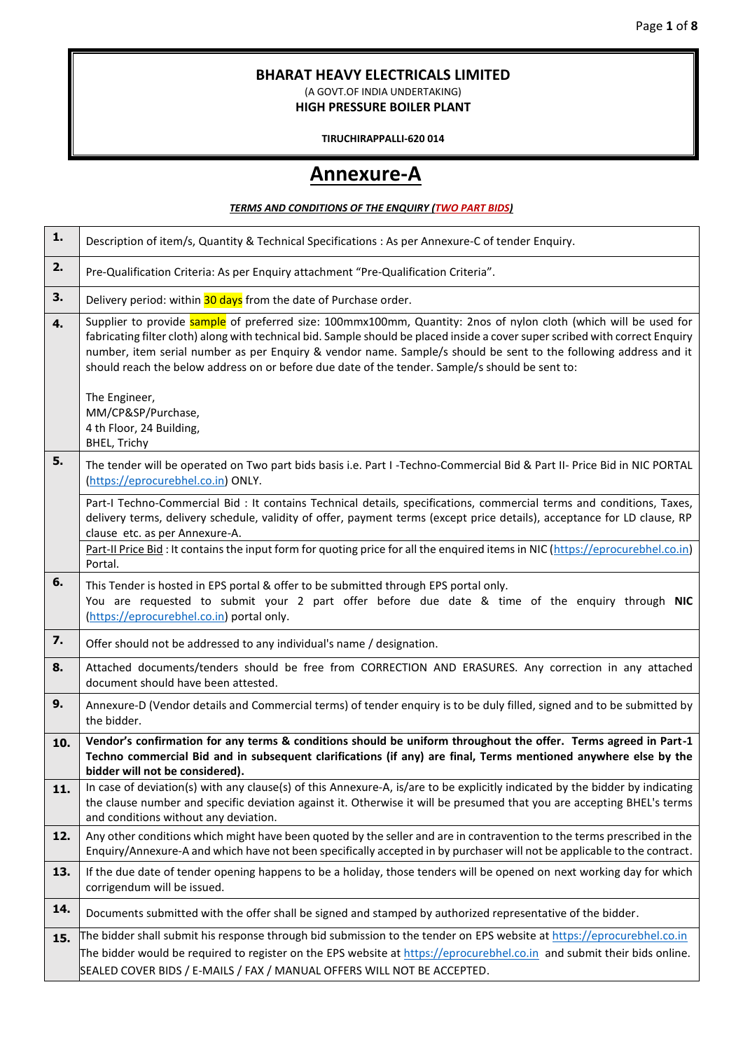**BHARAT HEAVY ELECTRICALS LIMITED**

(A GOVT.OF INDIA UNDERTAKING)

**HIGH PRESSURE BOILER PLANT**

**TIRUCHIRAPPALLI-620 014**

# Annexure-A

***TERMS AND CONDITIONS OF THE ENQUIRY (TWO PART BIDS)***

| | |
|---|---|
| **1.** | Description of item/s, Quantity & Technical Specifications : As per Annexure-C of tender Enquiry. |
| **2.** | Pre-Qualification Criteria: As per Enquiry attachment "Pre-Qualification Criteria". |
| **3.** | Delivery period: within 30 days from the date of Purchase order. |
| **4.** | Supplier to provide sample of preferred size: 100mmx100mm, Quantity: 2nos of nylon cloth (which will be used for fabricating filter cloth) along with technical bid. Sample should be placed inside a cover super scribed with correct Enquiry number, item serial number as per Enquiry & vendor name. Sample/s should be sent to the following address and it should reach the below address on or before due date of the tender. Sample/s should be sent to:<br><br>The Engineer,<br>MM/CP&SP/Purchase,<br>4 th Floor, 24 Building,<br>BHEL, Trichy |
| **5.** | The tender will be operated on Two part bids basis i.e. Part I -Techno-Commercial Bid & Part II- Price Bid in NIC PORTAL (https://eprocurebhel.co.in) ONLY.<br><br>Part-I Techno-Commercial Bid : It contains Technical details, specifications, commercial terms and conditions, Taxes, delivery terms, delivery schedule, validity of offer, payment terms (except price details), acceptance for LD clause, RP clause etc. as per Annexure-A.<br><br>Part-II Price Bid : It contains the input form for quoting price for all the enquired items in NIC (https://eprocurebhel.co.in) Portal. |
| **6.** | This Tender is hosted in EPS portal & offer to be submitted through EPS portal only.<br>You are requested to submit your 2 part offer before due date & time of the enquiry through **NIC** (https://eprocurebhel.co.in) portal only. |
| **7.** | Offer should not be addressed to any individual's name / designation. |
| **8.** | Attached documents/tenders should be free from CORRECTION AND ERASURES. Any correction in any attached document should have been attested. |
| **9.** | Annexure-D (Vendor details and Commercial terms) of tender enquiry is to be duly filled, signed and to be submitted by the bidder. |
| **10.** | **Vendor's confirmation for any terms & conditions should be uniform throughout the offer. Terms agreed in Part-1 Techno commercial Bid and in subsequent clarifications (if any) are final, Terms mentioned anywhere else by the bidder will not be considered).** |
| **11.** | In case of deviation(s) with any clause(s) of this Annexure-A, is/are to be explicitly indicated by the bidder by indicating the clause number and specific deviation against it. Otherwise it will be presumed that you are accepting BHEL's terms and conditions without any deviation. |
| **12.** | Any other conditions which might have been quoted by the seller and are in contravention to the terms prescribed in the Enquiry/Annexure-A and which have not been specifically accepted in by purchaser will not be applicable to the contract. |
| **13.** | If the due date of tender opening happens to be a holiday, those tenders will be opened on next working day for which corrigendum will be issued. |
| **14.** | Documents submitted with the offer shall be signed and stamped by authorized representative of the bidder. |
| **15.** | The bidder shall submit his response through bid submission to the tender on EPS website at https://eprocurebhel.co.in<br>The bidder would be required to register on the EPS website at https://eprocurebhel.co.in and submit their bids online.<br>SEALED COVER BIDS / E-MAILS / FAX / MANUAL OFFERS WILL NOT BE ACCEPTED. |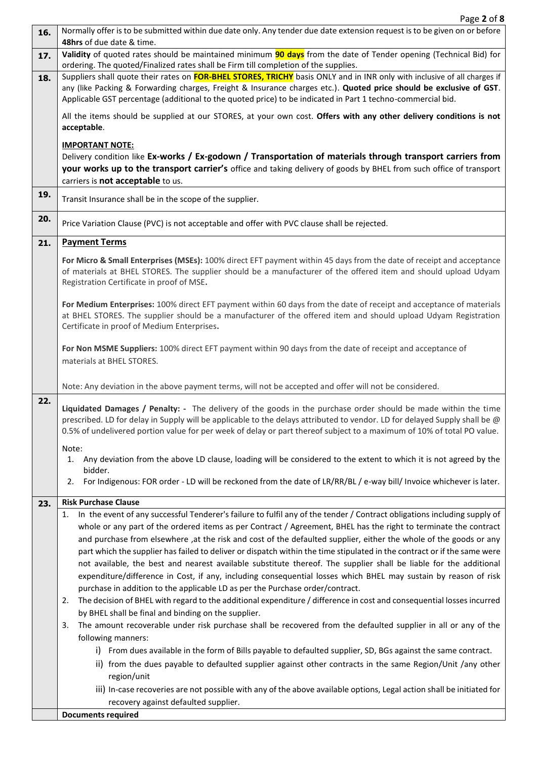| | |
|---|---|
| **16.** | Normally offer is to be submitted within due date only. Any tender due date extension request is to be given on or before **48hrs** of due date & time. |
| **17.** | **Validity** of quoted rates should be maintained minimum **90 days** from the date of Tender opening (Technical Bid) for ordering. The quoted/Finalized rates shall be Firm till completion of the supplies. |
| **18.** | Suppliers shall quote their rates on **FOR-BHEL STORES, TRICHY** basis ONLY and in INR only with inclusive of all charges if any (like Packing & Forwarding charges, Freight & Insurance charges etc.). **Quoted price should be exclusive of GST**. Applicable GST percentage (additional to the quoted price) to be indicated in Part 1 techno-commercial bid.<br><br>All the items should be supplied at our STORES, at your own cost. **Offers with any other delivery conditions is not acceptable**.<br><br>**IMPORTANT NOTE:**<br>Delivery condition like **Ex-works / Ex-godown / Transportation of materials through transport carriers from your works up to the transport carrier's** office and taking delivery of goods by BHEL from such office of transport carriers is **not acceptable** to us. |
| **19.** | Transit Insurance shall be in the scope of the supplier. |
| **20.** | Price Variation Clause (PVC) is not acceptable and offer with PVC clause shall be rejected. |
| **21.** | **Payment Terms**<br><br>**For Micro & Small Enterprises (MSEs):** 100% direct EFT payment within 45 days from the date of receipt and acceptance of materials at BHEL STORES. The supplier should be a manufacturer of the offered item and should upload Udyam Registration Certificate in proof of MSE**.**<br><br>**For Medium Enterprises:** 100% direct EFT payment within 60 days from the date of receipt and acceptance of materials at BHEL STORES. The supplier should be a manufacturer of the offered item and should upload Udyam Registration Certificate in proof of Medium Enterprises**.**<br><br>**For Non MSME Suppliers:** 100% direct EFT payment within 90 days from the date of receipt and acceptance of materials at BHEL STORES.<br><br>Note: Any deviation in the above payment terms, will not be accepted and offer will not be considered. |
| **22.** | **Liquidated Damages / Penalty: -** The delivery of the goods in the purchase order should be made within the time prescribed. LD for delay in Supply will be applicable to the delays attributed to vendor. LD for delayed Supply shall be @ 0.5% of undelivered portion value for per week of delay or part thereof subject to a maximum of 10% of total PO value.<br><br>Note:<br>1. Any deviation from the above LD clause, loading will be considered to the extent to which it is not agreed by the bidder.<br>2. For Indigenous: FOR order - LD will be reckoned from the date of LR/RR/BL / e-way bill/ Invoice whichever is later. |
| **23.** | **Risk Purchase Clause**<br>1. In the event of any successful Tenderer's failure to fulfil any of the tender / Contract obligations including supply of whole or any part of the ordered items as per Contract / Agreement, BHEL has the right to terminate the contract and purchase from elsewhere ,at the risk and cost of the defaulted supplier, either the whole of the goods or any part which the supplier has failed to deliver or dispatch within the time stipulated in the contract or if the same were not available, the best and nearest available substitute thereof. The supplier shall be liable for the additional expenditure/difference in Cost, if any, including consequential losses which BHEL may sustain by reason of risk purchase in addition to the applicable LD as per the Purchase order/contract.<br>2. The decision of BHEL with regard to the additional expenditure / difference in cost and consequential losses incurred by BHEL shall be final and binding on the supplier.<br>3. The amount recoverable under risk purchase shall be recovered from the defaulted supplier in all or any of the following manners:<br>i) From dues available in the form of Bills payable to defaulted supplier, SD, BGs against the same contract.<br>ii) from the dues payable to defaulted supplier against other contracts in the same Region/Unit /any other region/unit<br>iii) In-case recoveries are not possible with any of the above available options, Legal action shall be initiated for recovery against defaulted supplier. |
| | **Documents required** |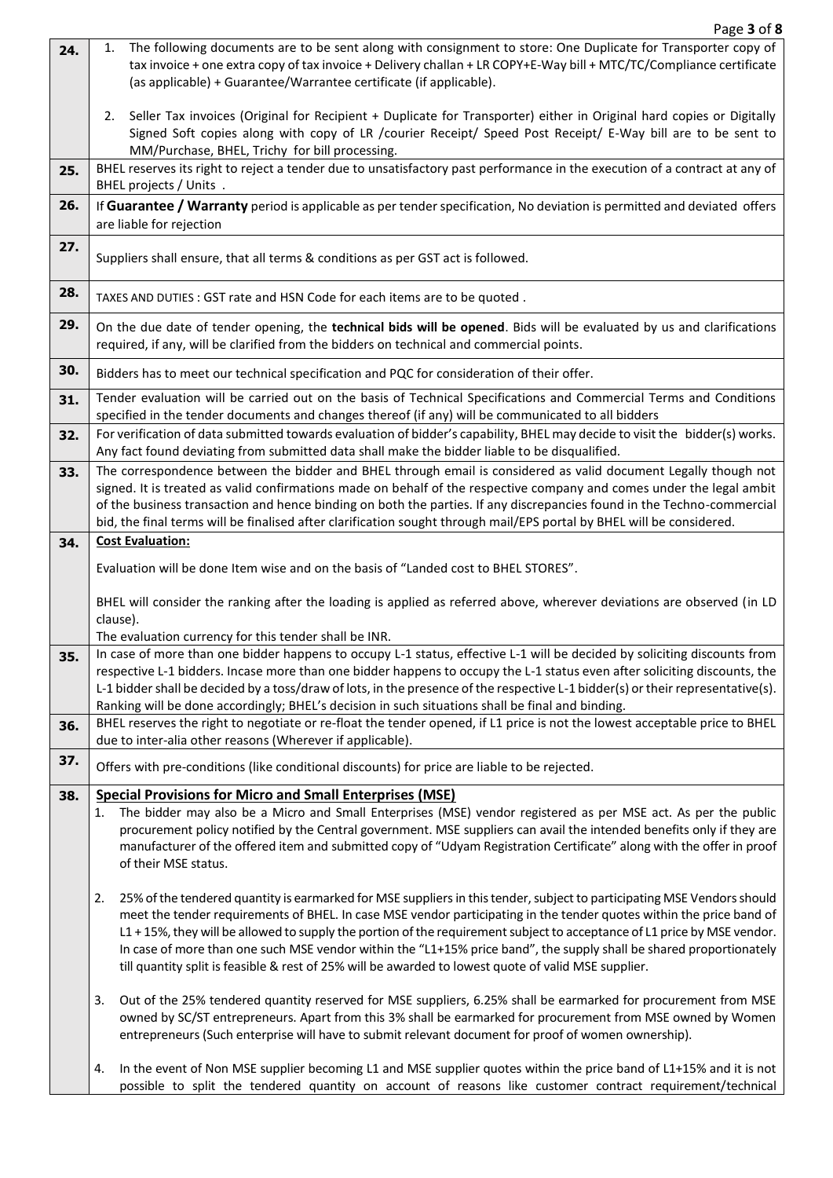| | |
|---|---|
| **24.** | 1. The following documents are to be sent along with consignment to store: One Duplicate for Transporter copy of tax invoice + one extra copy of tax invoice + Delivery challan + LR COPY+E-Way bill + MTC/TC/Compliance certificate (as applicable) + Guarantee/Warrantee certificate (if applicable).<br><br>2. Seller Tax invoices (Original for Recipient + Duplicate for Transporter) either in Original hard copies or Digitally Signed Soft copies along with copy of LR /courier Receipt/ Speed Post Receipt/ E-Way bill are to be sent to MM/Purchase, BHEL, Trichy for bill processing. |
| **25.** | BHEL reserves its right to reject a tender due to unsatisfactory past performance in the execution of a contract at any of BHEL projects / Units . |
| **26.** | If **Guarantee / Warranty** period is applicable as per tender specification, No deviation is permitted and deviated offers are liable for rejection |
| **27.** | Suppliers shall ensure, that all terms & conditions as per GST act is followed. |
| **28.** | TAXES AND DUTIES : GST rate and HSN Code for each items are to be quoted . |
| **29.** | On the due date of tender opening, the **technical bids will be opened**. Bids will be evaluated by us and clarifications required, if any, will be clarified from the bidders on technical and commercial points. |
| **30.** | Bidders has to meet our technical specification and PQC for consideration of their offer. |
| **31.** | Tender evaluation will be carried out on the basis of Technical Specifications and Commercial Terms and Conditions specified in the tender documents and changes thereof (if any) will be communicated to all bidders |
| **32.** | For verification of data submitted towards evaluation of bidder's capability, BHEL may decide to visit the bidder(s) works. Any fact found deviating from submitted data shall make the bidder liable to be disqualified. |
| **33.** | The correspondence between the bidder and BHEL through email is considered as valid document Legally though not signed. It is treated as valid confirmations made on behalf of the respective company and comes under the legal ambit of the business transaction and hence binding on both the parties. If any discrepancies found in the Techno-commercial bid, the final terms will be finalised after clarification sought through mail/EPS portal by BHEL will be considered. |
| **34.** | **Cost Evaluation:**<br><br>Evaluation will be done Item wise and on the basis of "Landed cost to BHEL STORES".<br><br>BHEL will consider the ranking after the loading is applied as referred above, wherever deviations are observed (in LD clause).<br>The evaluation currency for this tender shall be INR. |
| **35.** | In case of more than one bidder happens to occupy L-1 status, effective L-1 will be decided by soliciting discounts from respective L-1 bidders. Incase more than one bidder happens to occupy the L-1 status even after soliciting discounts, the L-1 bidder shall be decided by a toss/draw of lots, in the presence of the respective L-1 bidder(s) or their representative(s). Ranking will be done accordingly; BHEL's decision in such situations shall be final and binding. |
| **36.** | BHEL reserves the right to negotiate or re-float the tender opened, if L1 price is not the lowest acceptable price to BHEL due to inter-alia other reasons (Wherever if applicable). |
| **37.** | Offers with pre-conditions (like conditional discounts) for price are liable to be rejected. |
| **38.** | **Special Provisions for Micro and Small Enterprises (MSE)**<br>1. The bidder may also be a Micro and Small Enterprises (MSE) vendor registered as per MSE act. As per the public procurement policy notified by the Central government. MSE suppliers can avail the intended benefits only if they are manufacturer of the offered item and submitted copy of "Udyam Registration Certificate" along with the offer in proof of their MSE status.<br><br>2. 25% of the tendered quantity is earmarked for MSE suppliers in this tender, subject to participating MSE Vendors should meet the tender requirements of BHEL. In case MSE vendor participating in the tender quotes within the price band of L1 + 15%, they will be allowed to supply the portion of the requirement subject to acceptance of L1 price by MSE vendor. In case of more than one such MSE vendor within the "L1+15% price band", the supply shall be shared proportionately till quantity split is feasible & rest of 25% will be awarded to lowest quote of valid MSE supplier.<br><br>3. Out of the 25% tendered quantity reserved for MSE suppliers, 6.25% shall be earmarked for procurement from MSE owned by SC/ST entrepreneurs. Apart from this 3% shall be earmarked for procurement from MSE owned by Women entrepreneurs (Such enterprise will have to submit relevant document for proof of women ownership).<br><br>4. In the event of Non MSE supplier becoming L1 and MSE supplier quotes within the price band of L1+15% and it is not possible to split the tendered quantity on account of reasons like customer contract requirement/technical |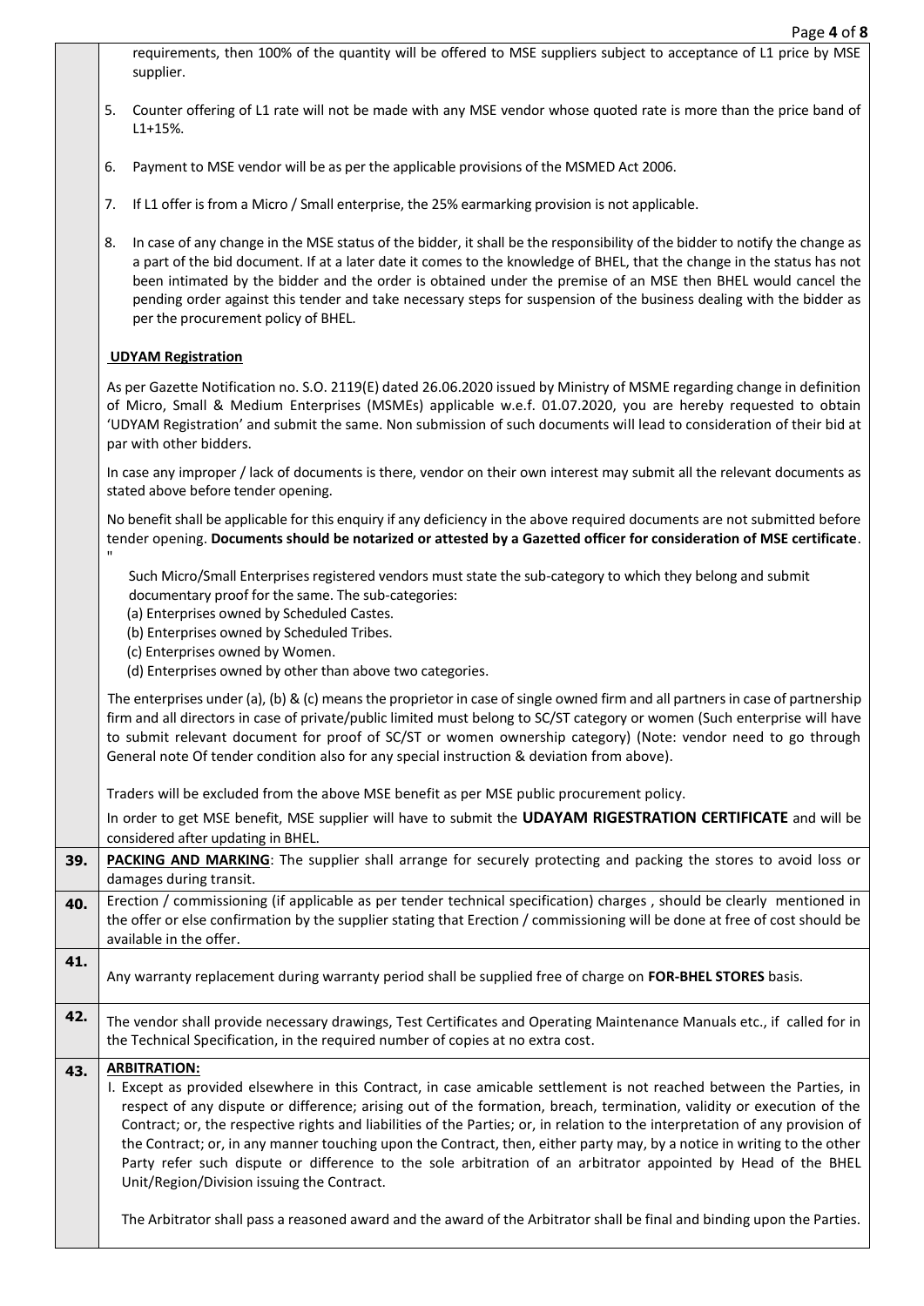requirements, then 100% of the quantity will be offered to MSE suppliers subject to acceptance of L1 price by MSE supplier.

5. Counter offering of L1 rate will not be made with any MSE vendor whose quoted rate is more than the price band of L1+15%.

6. Payment to MSE vendor will be as per the applicable provisions of the MSMED Act 2006.

7. If L1 offer is from a Micro / Small enterprise, the 25% earmarking provision is not applicable.

8. In case of any change in the MSE status of the bidder, it shall be the responsibility of the bidder to notify the change as a part of the bid document. If at a later date it comes to the knowledge of BHEL, that the change in the status has not been intimated by the bidder and the order is obtained under the premise of an MSE then BHEL would cancel the pending order against this tender and take necessary steps for suspension of the business dealing with the bidder as per the procurement policy of BHEL.

**UDYAM Registration**

As per Gazette Notification no. S.O. 2119(E) dated 26.06.2020 issued by Ministry of MSME regarding change in definition of Micro, Small & Medium Enterprises (MSMEs) applicable w.e.f. 01.07.2020, you are hereby requested to obtain 'UDYAM Registration' and submit the same. Non submission of such documents will lead to consideration of their bid at par with other bidders.

In case any improper / lack of documents is there, vendor on their own interest may submit all the relevant documents as stated above before tender opening.

No benefit shall be applicable for this enquiry if any deficiency in the above required documents are not submitted before tender opening. **Documents should be notarized or attested by a Gazetted officer for consideration of MSE certificate**.
"

Such Micro/Small Enterprises registered vendors must state the sub-category to which they belong and submit documentary proof for the same. The sub-categories:
(a) Enterprises owned by Scheduled Castes.
(b) Enterprises owned by Scheduled Tribes.
(c) Enterprises owned by Women.
(d) Enterprises owned by other than above two categories.

The enterprises under (a), (b) & (c) means the proprietor in case of single owned firm and all partners in case of partnership firm and all directors in case of private/public limited must belong to SC/ST category or women (Such enterprise will have to submit relevant document for proof of SC/ST or women ownership category) (Note: vendor need to go through General note Of tender condition also for any special instruction & deviation from above).

Traders will be excluded from the above MSE benefit as per MSE public procurement policy.

In order to get MSE benefit, MSE supplier will have to submit the **UDAYAM RIGESTRATION CERTIFICATE** and will be considered after updating in BHEL.

| | |
|---|---|
| **39.** | **PACKING AND MARKING**: The supplier shall arrange for securely protecting and packing the stores to avoid loss or damages during transit. |
| **40.** | Erection / commissioning (if applicable as per tender technical specification) charges , should be clearly mentioned in the offer or else confirmation by the supplier stating that Erection / commissioning will be done at free of cost should be available in the offer. |
| **41.** | Any warranty replacement during warranty period shall be supplied free of charge on **FOR-BHEL STORES** basis. |
| **42.** | The vendor shall provide necessary drawings, Test Certificates and Operating Maintenance Manuals etc., if called for in the Technical Specification, in the required number of copies at no extra cost. |
| **43.** | **ARBITRATION:**<br>I. Except as provided elsewhere in this Contract, in case amicable settlement is not reached between the Parties, in respect of any dispute or difference; arising out of the formation, breach, termination, validity or execution of the Contract; or, the respective rights and liabilities of the Parties; or, in relation to the interpretation of any provision of the Contract; or, in any manner touching upon the Contract, then, either party may, by a notice in writing to the other Party refer such dispute or difference to the sole arbitration of an arbitrator appointed by Head of the BHEL Unit/Region/Division issuing the Contract.<br><br>The Arbitrator shall pass a reasoned award and the award of the Arbitrator shall be final and binding upon the Parties. |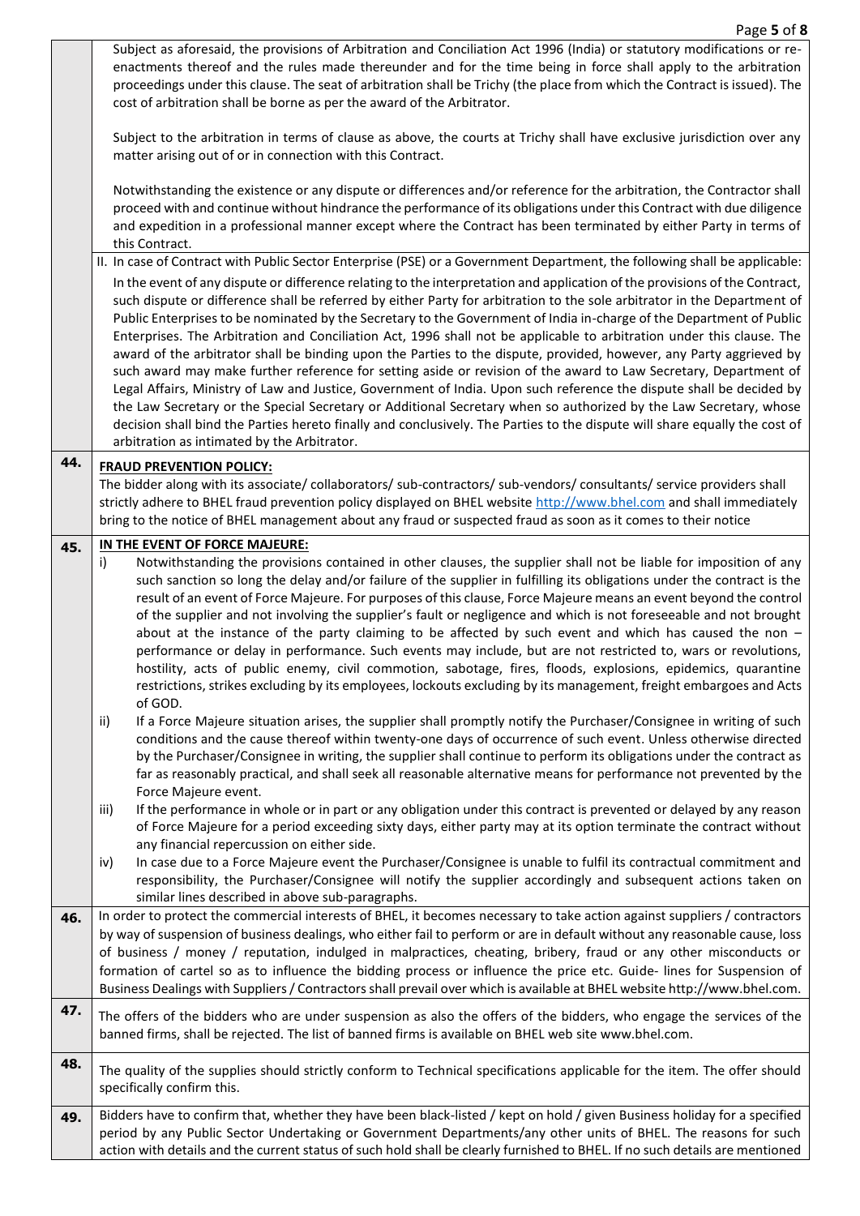Subject as aforesaid, the provisions of Arbitration and Conciliation Act 1996 (India) or statutory modifications or re-enactments thereof and the rules made thereunder and for the time being in force shall apply to the arbitration proceedings under this clause. The seat of arbitration shall be Trichy (the place from which the Contract is issued). The cost of arbitration shall be borne as per the award of the Arbitrator.

Subject to the arbitration in terms of clause as above, the courts at Trichy shall have exclusive jurisdiction over any matter arising out of or in connection with this Contract.

Notwithstanding the existence or any dispute or differences and/or reference for the arbitration, the Contractor shall proceed with and continue without hindrance the performance of its obligations under this Contract with due diligence and expedition in a professional manner except where the Contract has been terminated by either Party in terms of this Contract.

II. In case of Contract with Public Sector Enterprise (PSE) or a Government Department, the following shall be applicable:

In the event of any dispute or difference relating to the interpretation and application of the provisions of the Contract, such dispute or difference shall be referred by either Party for arbitration to the sole arbitrator in the Department of Public Enterprises to be nominated by the Secretary to the Government of India in-charge of the Department of Public Enterprises. The Arbitration and Conciliation Act, 1996 shall not be applicable to arbitration under this clause. The award of the arbitrator shall be binding upon the Parties to the dispute, provided, however, any Party aggrieved by such award may make further reference for setting aside or revision of the award to Law Secretary, Department of Legal Affairs, Ministry of Law and Justice, Government of India. Upon such reference the dispute shall be decided by the Law Secretary or the Special Secretary or Additional Secretary when so authorized by the Law Secretary, whose decision shall bind the Parties hereto finally and conclusively. The Parties to the dispute will share equally the cost of arbitration as intimated by the Arbitrator.

**44. FRAUD PREVENTION POLICY:**

The bidder along with its associate/ collaborators/ sub-contractors/ sub-vendors/ consultants/ service providers shall strictly adhere to BHEL fraud prevention policy displayed on BHEL website http://www.bhel.com and shall immediately bring to the notice of BHEL management about any fraud or suspected fraud as soon as it comes to their notice

**45. IN THE EVENT OF FORCE MAJEURE:**

i) Notwithstanding the provisions contained in other clauses, the supplier shall not be liable for imposition of any such sanction so long the delay and/or failure of the supplier in fulfilling its obligations under the contract is the result of an event of Force Majeure. For purposes of this clause, Force Majeure means an event beyond the control of the supplier and not involving the supplier's fault or negligence and which is not foreseeable and not brought about at the instance of the party claiming to be affected by such event and which has caused the non – performance or delay in performance. Such events may include, but are not restricted to, wars or revolutions, hostility, acts of public enemy, civil commotion, sabotage, fires, floods, explosions, epidemics, quarantine restrictions, strikes excluding by its employees, lockouts excluding by its management, freight embargoes and Acts of GOD.

ii) If a Force Majeure situation arises, the supplier shall promptly notify the Purchaser/Consignee in writing of such conditions and the cause thereof within twenty-one days of occurrence of such event. Unless otherwise directed by the Purchaser/Consignee in writing, the supplier shall continue to perform its obligations under the contract as far as reasonably practical, and shall seek all reasonable alternative means for performance not prevented by the Force Majeure event.

iii) If the performance in whole or in part or any obligation under this contract is prevented or delayed by any reason of Force Majeure for a period exceeding sixty days, either party may at its option terminate the contract without any financial repercussion on either side.

iv) In case due to a Force Majeure event the Purchaser/Consignee is unable to fulfil its contractual commitment and responsibility, the Purchaser/Consignee will notify the supplier accordingly and subsequent actions taken on similar lines described in above sub-paragraphs.

**46.** In order to protect the commercial interests of BHEL, it becomes necessary to take action against suppliers / contractors by way of suspension of business dealings, who either fail to perform or are in default without any reasonable cause, loss of business / money / reputation, indulged in malpractices, cheating, bribery, fraud or any other misconducts or formation of cartel so as to influence the bidding process or influence the price etc. Guide- lines for Suspension of Business Dealings with Suppliers / Contractors shall prevail over which is available at BHEL website http://www.bhel.com.

**47.** The offers of the bidders who are under suspension as also the offers of the bidders, who engage the services of the banned firms, shall be rejected. The list of banned firms is available on BHEL web site www.bhel.com.

**48.** The quality of the supplies should strictly conform to Technical specifications applicable for the item. The offer should specifically confirm this.

**49.** Bidders have to confirm that, whether they have been black-listed / kept on hold / given Business holiday for a specified period by any Public Sector Undertaking or Government Departments/any other units of BHEL. The reasons for such action with details and the current status of such hold shall be clearly furnished to BHEL. If no such details are mentioned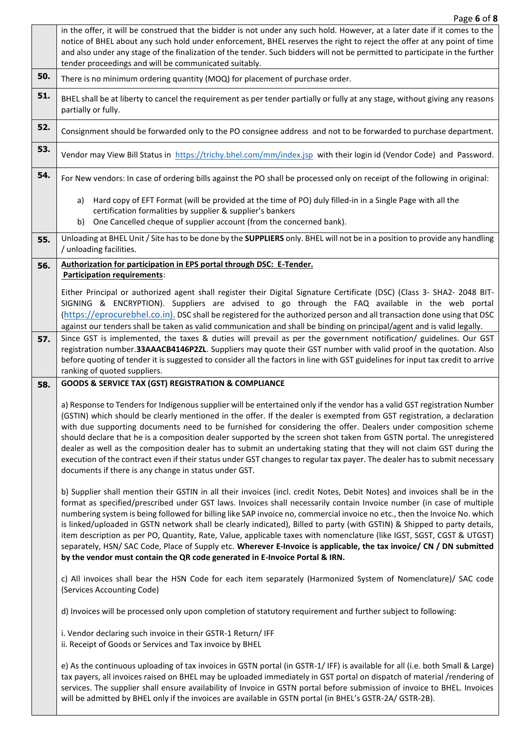| | |
|---|---|
| | in the offer, it will be construed that the bidder is not under any such hold. However, at a later date if it comes to the notice of BHEL about any such hold under enforcement, BHEL reserves the right to reject the offer at any point of time and also under any stage of the finalization of the tender. Such bidders will not be permitted to participate in the further tender proceedings and will be communicated suitably. |
| **50.** | There is no minimum ordering quantity (MOQ) for placement of purchase order. |
| **51.** | BHEL shall be at liberty to cancel the requirement as per tender partially or fully at any stage, without giving any reasons partially or fully. |
| **52.** | Consignment should be forwarded only to the PO consignee address and not to be forwarded to purchase department. |
| **53.** | Vendor may View Bill Status in https://trichy.bhel.com/mm/index.jsp with their login id (Vendor Code) and Password. |
| **54.** | For New vendors: In case of ordering bills against the PO shall be processed only on receipt of the following in original:<br><br>a) Hard copy of EFT Format (will be provided at the time of PO) duly filled-in in a Single Page with all the certification formalities by supplier & supplier's bankers<br>b) One Cancelled cheque of supplier account (from the concerned bank). |
| **55.** | Unloading at BHEL Unit / Site has to be done by the **SUPPLIERS** only. BHEL will not be in a position to provide any handling / unloading facilities. |
| **56.** | **Authorization for participation in EPS portal through DSC: E-Tender.**<br>**Participation requirements**:<br><br>Either Principal or authorized agent shall register their Digital Signature Certificate (DSC) (Class 3- SHA2- 2048 BIT-SIGNING & ENCRYPTION). Suppliers are advised to go through the FAQ available in the web portal (https://eprocurebhel.co.in). DSC shall be registered for the authorized person and all transaction done using that DSC against our tenders shall be taken as valid communication and shall be binding on principal/agent and is valid legally. |
| **57.** | Since GST is implemented, the taxes & duties will prevail as per the government notification/ guidelines. Our GST registration number.**33AAACB4146P2ZL**. Suppliers may quote their GST number with valid proof in the quotation. Also before quoting of tender it is suggested to consider all the factors in line with GST guidelines for input tax credit to arrive ranking of quoted suppliers. |
| **58.** | **GOODS & SERVICE TAX (GST) REGISTRATION & COMPLIANCE**<br><br>a) Response to Tenders for Indigenous supplier will be entertained only if the vendor has a valid GST registration Number (GSTIN) which should be clearly mentioned in the offer. If the dealer is exempted from GST registration, a declaration with due supporting documents need to be furnished for considering the offer. Dealers under composition scheme should declare that he is a composition dealer supported by the screen shot taken from GSTN portal. The unregistered dealer as well as the composition dealer has to submit an undertaking stating that they will not claim GST during the execution of the contract even if their status under GST changes to regular tax payer. The dealer has to submit necessary documents if there is any change in status under GST.<br><br>b) Supplier shall mention their GSTIN in all their invoices (incl. credit Notes, Debit Notes) and invoices shall be in the format as specified/prescribed under GST laws. Invoices shall necessarily contain Invoice number (in case of multiple numbering system is being followed for billing like SAP invoice no, commercial invoice no etc., then the Invoice No. which is linked/uploaded in GSTN network shall be clearly indicated), Billed to party (with GSTIN) & Shipped to party details, item description as per PO, Quantity, Rate, Value, applicable taxes with nomenclature (like IGST, SGST, CGST & UTGST) separately, HSN/ SAC Code, Place of Supply etc. **Wherever E-Invoice is applicable, the tax invoice/ CN / DN submitted by the vendor must contain the QR code generated in E-Invoice Portal & IRN.**<br><br>c) All invoices shall bear the HSN Code for each item separately (Harmonized System of Nomenclature)/ SAC code (Services Accounting Code)<br><br>d) Invoices will be processed only upon completion of statutory requirement and further subject to following:<br><br>i. Vendor declaring such invoice in their GSTR-1 Return/ IFF<br>ii. Receipt of Goods or Services and Tax invoice by BHEL<br><br>e) As the continuous uploading of tax invoices in GSTN portal (in GSTR-1/ IFF) is available for all (i.e. both Small & Large) tax payers, all invoices raised on BHEL may be uploaded immediately in GST portal on dispatch of material /rendering of services. The supplier shall ensure availability of Invoice in GSTN portal before submission of invoice to BHEL. Invoices will be admitted by BHEL only if the invoices are available in GSTN portal (in BHEL's GSTR-2A/ GSTR-2B). |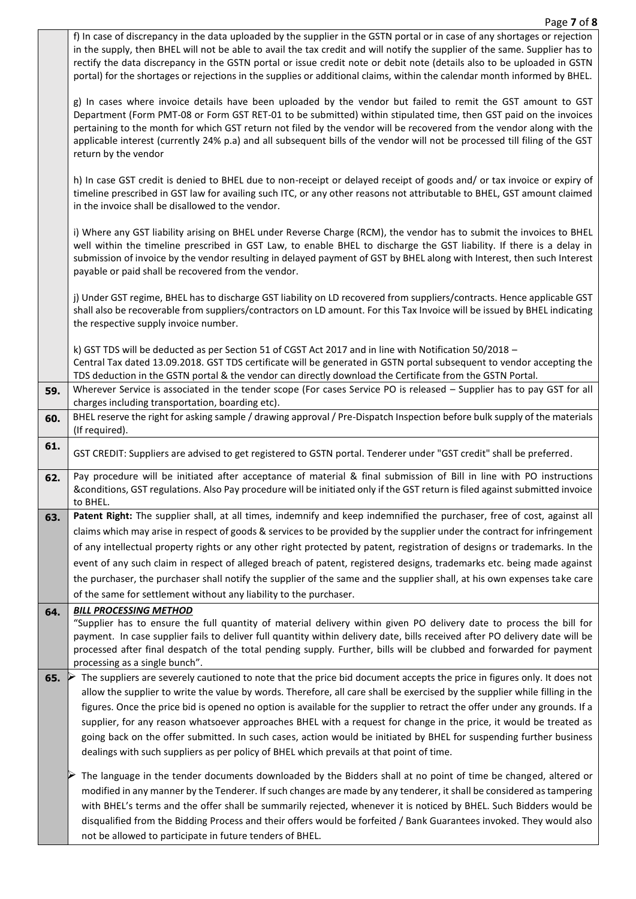| | |
|---|---|
| | f) In case of discrepancy in the data uploaded by the supplier in the GSTN portal or in case of any shortages or rejection in the supply, then BHEL will not be able to avail the tax credit and will notify the supplier of the same. Supplier has to rectify the data discrepancy in the GSTN portal or issue credit note or debit note (details also to be uploaded in GSTN portal) for the shortages or rejections in the supplies or additional claims, within the calendar month informed by BHEL.<br><br>g) In cases where invoice details have been uploaded by the vendor but failed to remit the GST amount to GST Department (Form PMT-08 or Form GST RET-01 to be submitted) within stipulated time, then GST paid on the invoices pertaining to the month for which GST return not filed by the vendor will be recovered from the vendor along with the applicable interest (currently 24% p.a) and all subsequent bills of the vendor will not be processed till filing of the GST return by the vendor<br><br>h) In case GST credit is denied to BHEL due to non-receipt or delayed receipt of goods and/ or tax invoice or expiry of timeline prescribed in GST law for availing such ITC, or any other reasons not attributable to BHEL, GST amount claimed in the invoice shall be disallowed to the vendor.<br><br>i) Where any GST liability arising on BHEL under Reverse Charge (RCM), the vendor has to submit the invoices to BHEL well within the timeline prescribed in GST Law, to enable BHEL to discharge the GST liability. If there is a delay in submission of invoice by the vendor resulting in delayed payment of GST by BHEL along with Interest, then such Interest payable or paid shall be recovered from the vendor.<br><br>j) Under GST regime, BHEL has to discharge GST liability on LD recovered from suppliers/contracts. Hence applicable GST shall also be recoverable from suppliers/contractors on LD amount. For this Tax Invoice will be issued by BHEL indicating the respective supply invoice number.<br><br>k) GST TDS will be deducted as per Section 51 of CGST Act 2017 and in line with Notification 50/2018 – Central Tax dated 13.09.2018. GST TDS certificate will be generated in GSTN portal subsequent to vendor accepting the TDS deduction in the GSTN portal & the vendor can directly download the Certificate from the GSTN Portal. |
| **59.** | Wherever Service is associated in the tender scope (For cases Service PO is released – Supplier has to pay GST for all charges including transportation, boarding etc). |
| **60.** | BHEL reserve the right for asking sample / drawing approval / Pre-Dispatch Inspection before bulk supply of the materials (If required). |
| **61.** | GST CREDIT: Suppliers are advised to get registered to GSTN portal. Tenderer under "GST credit" shall be preferred. |
| **62.** | Pay procedure will be initiated after acceptance of material & final submission of Bill in line with PO instructions &conditions, GST regulations. Also Pay procedure will be initiated only if the GST return is filed against submitted invoice to BHEL. |
| **63.** | **Patent Right:** The supplier shall, at all times, indemnify and keep indemnified the purchaser, free of cost, against all claims which may arise in respect of goods & services to be provided by the supplier under the contract for infringement of any intellectual property rights or any other right protected by patent, registration of designs or trademarks. In the event of any such claim in respect of alleged breach of patent, registered designs, trademarks etc. being made against the purchaser, the purchaser shall notify the supplier of the same and the supplier shall, at his own expenses take care of the same for settlement without any liability to the purchaser. |
| **64.** | ***BILL PROCESSING METHOD***<br>"Supplier has to ensure the full quantity of material delivery within given PO delivery date to process the bill for payment. In case supplier fails to deliver full quantity within delivery date, bills received after PO delivery date will be processed after final despatch of the total pending supply. Further, bills will be clubbed and forwarded for payment processing as a single bunch". |
| **65.** | ➢ The suppliers are severely cautioned to note that the price bid document accepts the price in figures only. It does not allow the supplier to write the value by words. Therefore, all care shall be exercised by the supplier while filling in the figures. Once the price bid is opened no option is available for the supplier to retract the offer under any grounds. If a supplier, for any reason whatsoever approaches BHEL with a request for change in the price, it would be treated as going back on the offer submitted. In such cases, action would be initiated by BHEL for suspending further business dealings with such suppliers as per policy of BHEL which prevails at that point of time.<br><br>➢ The language in the tender documents downloaded by the Bidders shall at no point of time be changed, altered or modified in any manner by the Tenderer. If such changes are made by any tenderer, it shall be considered as tampering with BHEL's terms and the offer shall be summarily rejected, whenever it is noticed by BHEL. Such Bidders would be disqualified from the Bidding Process and their offers would be forfeited / Bank Guarantees invoked. They would also not be allowed to participate in future tenders of BHEL. |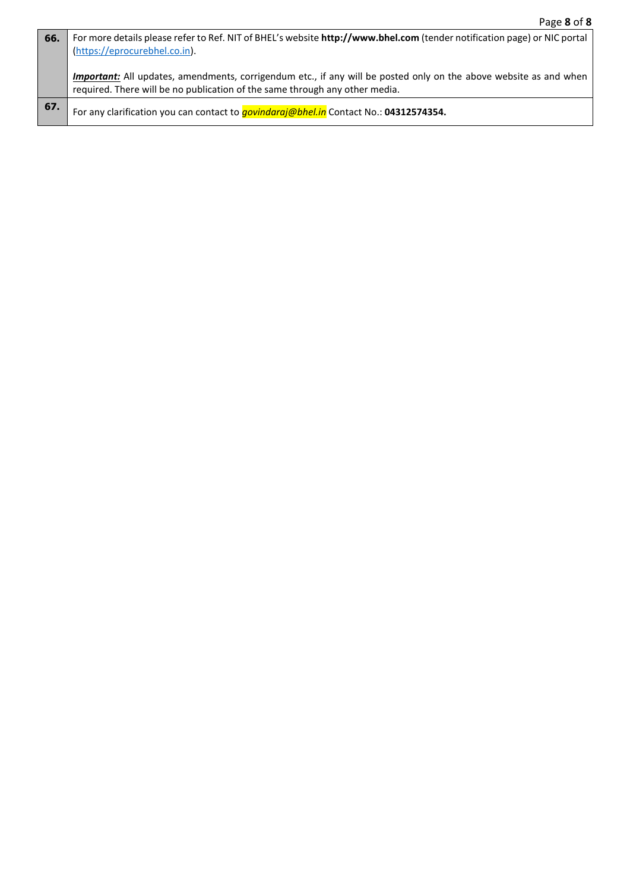| | |
|---|---|
| **66.** | For more details please refer to Ref. NIT of BHEL's website **http://www.bhel.com** (tender notification page) or NIC portal (https://eprocurebhel.co.in).<br><br>***Important:*** All updates, amendments, corrigendum etc., if any will be posted only on the above website as and when required. There will be no publication of the same through any other media. |
| **67.** | For any clarification you can contact to *govindaraj@bhel.in* Contact No.: **04312574354.** |